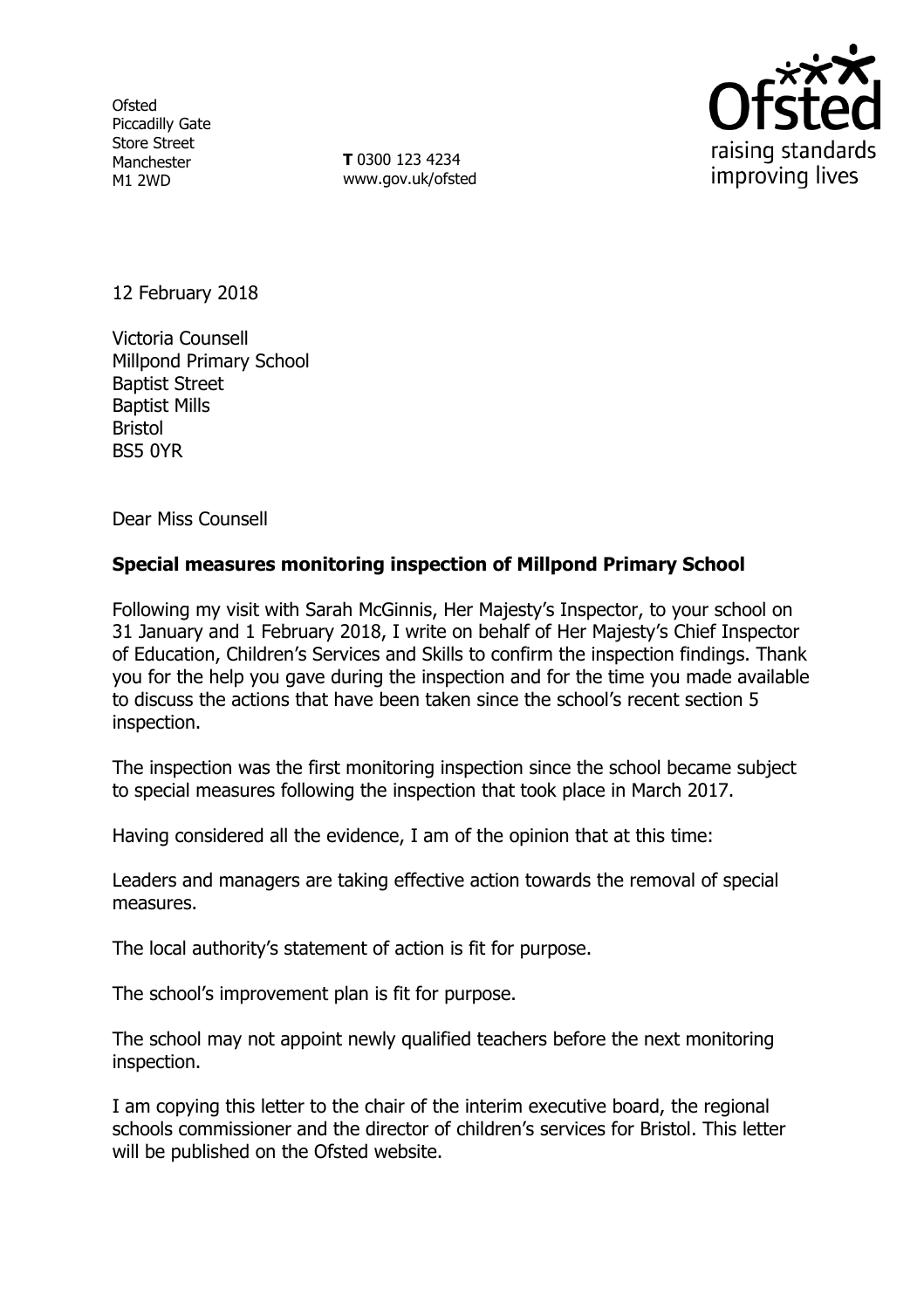Ofsted
Piccadilly Gate
Store Street
Manchester
M1 2WD

**T** 0300 123 4234
www.gov.uk/ofsted

12 February 2018

Victoria Counsell
Millpond Primary School
Baptist Street
Baptist Mills
Bristol
BS5 0YR

Dear Miss Counsell

**Special measures monitoring inspection of Millpond Primary School**

Following my visit with Sarah McGinnis, Her Majesty's Inspector, to your school on 31 January and 1 February 2018, I write on behalf of Her Majesty's Chief Inspector of Education, Children's Services and Skills to confirm the inspection findings. Thank you for the help you gave during the inspection and for the time you made available to discuss the actions that have been taken since the school's recent section 5 inspection.

The inspection was the first monitoring inspection since the school became subject to special measures following the inspection that took place in March 2017.

Having considered all the evidence, I am of the opinion that at this time:

Leaders and managers are taking effective action towards the removal of special measures.

The local authority's statement of action is fit for purpose.

The school's improvement plan is fit for purpose.

The school may not appoint newly qualified teachers before the next monitoring inspection.

I am copying this letter to the chair of the interim executive board, the regional schools commissioner and the director of children's services for Bristol. This letter will be published on the Ofsted website.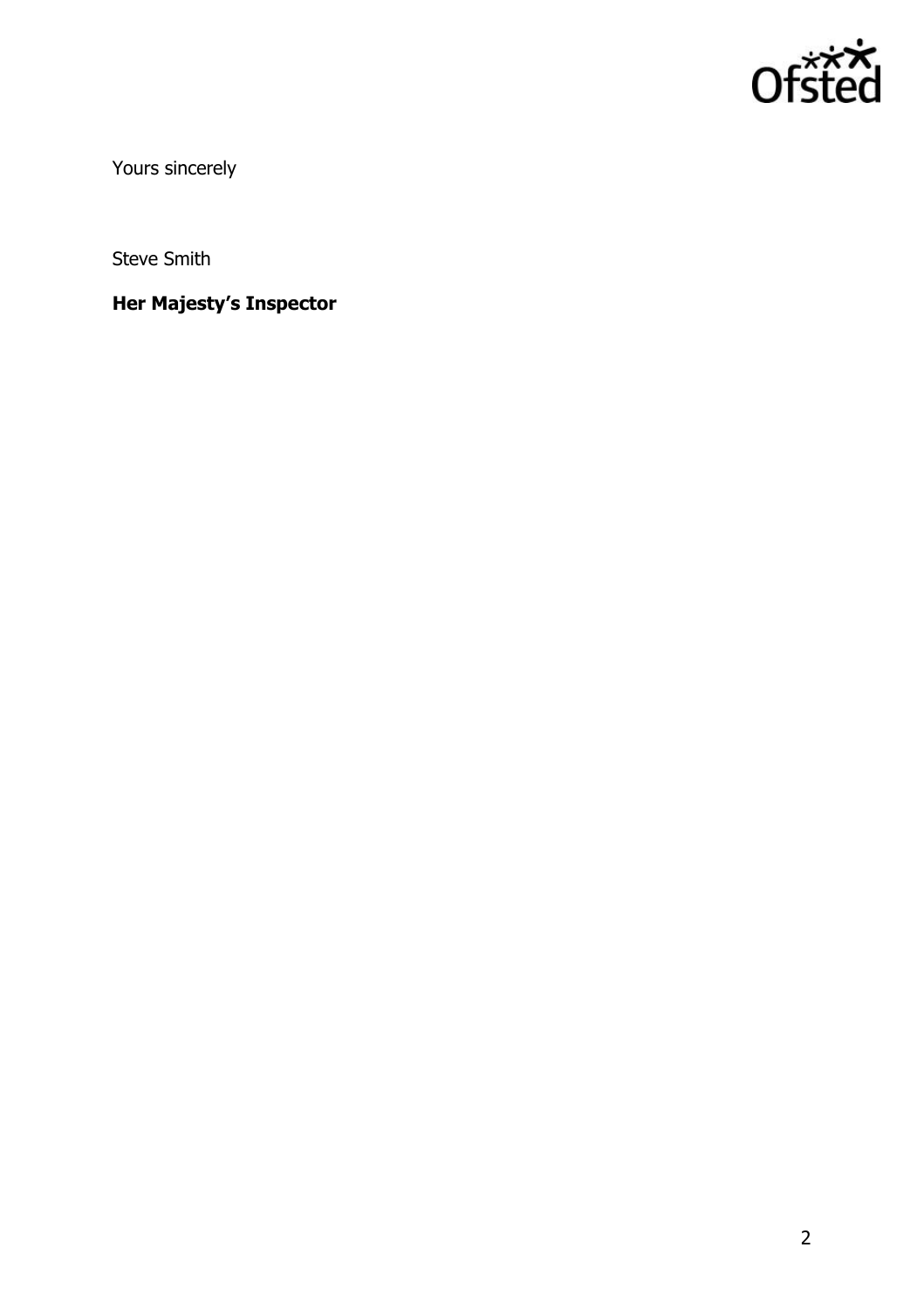Yours sincerely

Steve Smith

**Her Majesty's Inspector**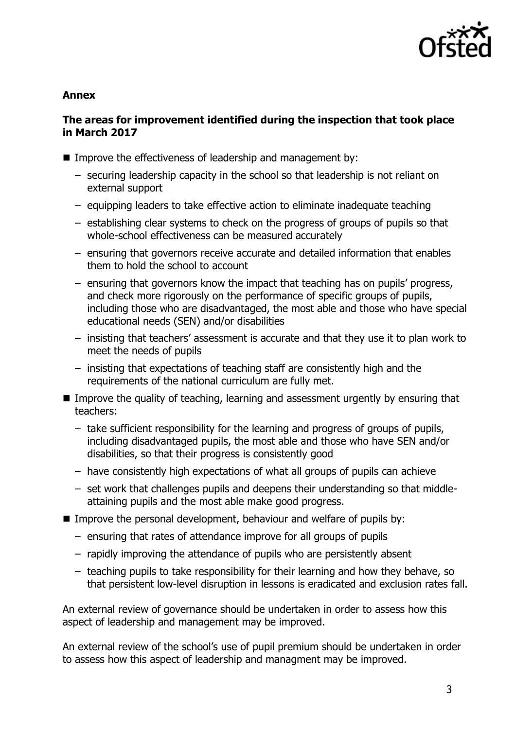**Annex**

**The areas for improvement identified during the inspection that took place in March 2017**

- Improve the effectiveness of leadership and management by:
  - securing leadership capacity in the school so that leadership is not reliant on external support
  - equipping leaders to take effective action to eliminate inadequate teaching
  - establishing clear systems to check on the progress of groups of pupils so that whole-school effectiveness can be measured accurately
  - ensuring that governors receive accurate and detailed information that enables them to hold the school to account
  - ensuring that governors know the impact that teaching has on pupils' progress, and check more rigorously on the performance of specific groups of pupils, including those who are disadvantaged, the most able and those who have special educational needs (SEN) and/or disabilities
  - insisting that teachers' assessment is accurate and that they use it to plan work to meet the needs of pupils
  - insisting that expectations of teaching staff are consistently high and the requirements of the national curriculum are fully met.
- Improve the quality of teaching, learning and assessment urgently by ensuring that teachers:
  - take sufficient responsibility for the learning and progress of groups of pupils, including disadvantaged pupils, the most able and those who have SEN and/or disabilities, so that their progress is consistently good
  - have consistently high expectations of what all groups of pupils can achieve
  - set work that challenges pupils and deepens their understanding so that middle-attaining pupils and the most able make good progress.
- Improve the personal development, behaviour and welfare of pupils by:
  - ensuring that rates of attendance improve for all groups of pupils
  - rapidly improving the attendance of pupils who are persistently absent
  - teaching pupils to take responsibility for their learning and how they behave, so that persistent low-level disruption in lessons is eradicated and exclusion rates fall.

An external review of governance should be undertaken in order to assess how this aspect of leadership and management may be improved.

An external review of the school's use of pupil premium should be undertaken in order to assess how this aspect of leadership and managment may be improved.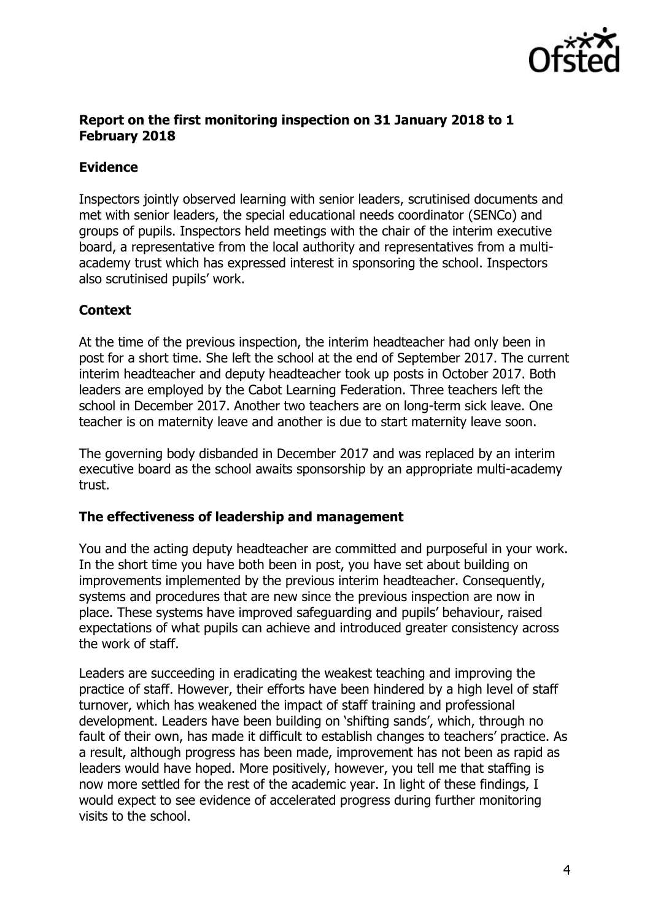## Report on the first monitoring inspection on 31 January 2018 to 1 February 2018

### Evidence

Inspectors jointly observed learning with senior leaders, scrutinised documents and met with senior leaders, the special educational needs coordinator (SENCo) and groups of pupils. Inspectors held meetings with the chair of the interim executive board, a representative from the local authority and representatives from a multi-academy trust which has expressed interest in sponsoring the school. Inspectors also scrutinised pupils' work.

### Context

At the time of the previous inspection, the interim headteacher had only been in post for a short time. She left the school at the end of September 2017. The current interim headteacher and deputy headteacher took up posts in October 2017. Both leaders are employed by the Cabot Learning Federation. Three teachers left the school in December 2017. Another two teachers are on long-term sick leave. One teacher is on maternity leave and another is due to start maternity leave soon.

The governing body disbanded in December 2017 and was replaced by an interim executive board as the school awaits sponsorship by an appropriate multi-academy trust.

### The effectiveness of leadership and management

You and the acting deputy headteacher are committed and purposeful in your work. In the short time you have both been in post, you have set about building on improvements implemented by the previous interim headteacher. Consequently, systems and procedures that are new since the previous inspection are now in place. These systems have improved safeguarding and pupils' behaviour, raised expectations of what pupils can achieve and introduced greater consistency across the work of staff.

Leaders are succeeding in eradicating the weakest teaching and improving the practice of staff. However, their efforts have been hindered by a high level of staff turnover, which has weakened the impact of staff training and professional development. Leaders have been building on 'shifting sands', which, through no fault of their own, has made it difficult to establish changes to teachers' practice. As a result, although progress has been made, improvement has not been as rapid as leaders would have hoped. More positively, however, you tell me that staffing is now more settled for the rest of the academic year. In light of these findings, I would expect to see evidence of accelerated progress during further monitoring visits to the school.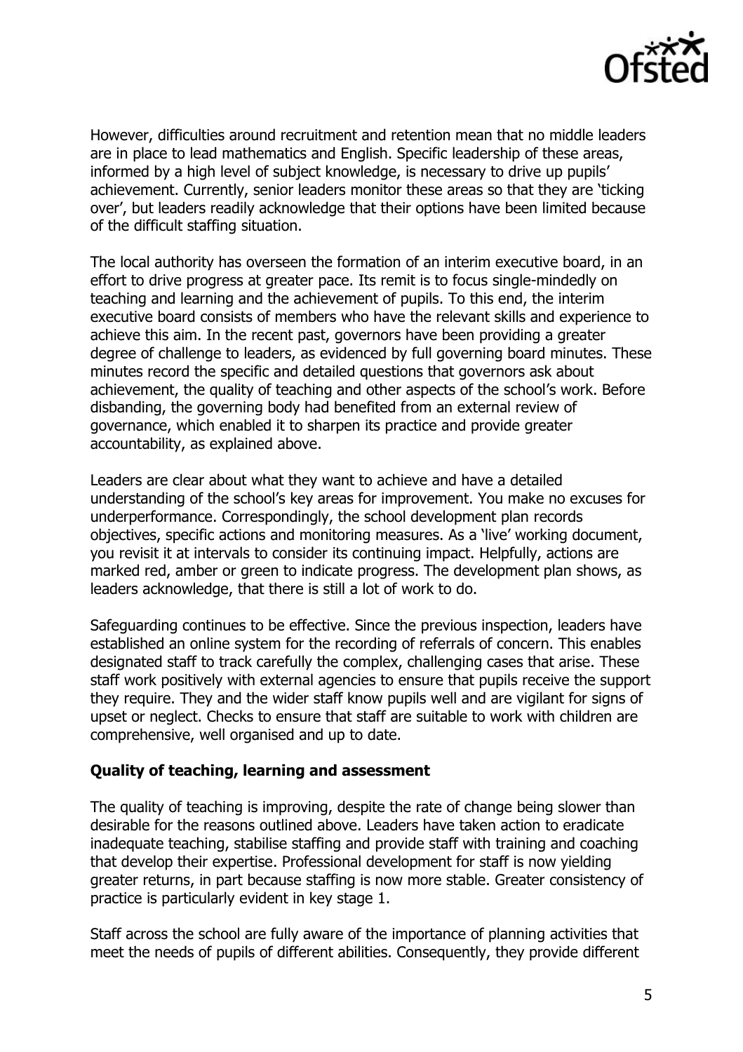However, difficulties around recruitment and retention mean that no middle leaders are in place to lead mathematics and English. Specific leadership of these areas, informed by a high level of subject knowledge, is necessary to drive up pupils' achievement. Currently, senior leaders monitor these areas so that they are 'ticking over', but leaders readily acknowledge that their options have been limited because of the difficult staffing situation.

The local authority has overseen the formation of an interim executive board, in an effort to drive progress at greater pace. Its remit is to focus single-mindedly on teaching and learning and the achievement of pupils. To this end, the interim executive board consists of members who have the relevant skills and experience to achieve this aim. In the recent past, governors have been providing a greater degree of challenge to leaders, as evidenced by full governing board minutes. These minutes record the specific and detailed questions that governors ask about achievement, the quality of teaching and other aspects of the school's work. Before disbanding, the governing body had benefited from an external review of governance, which enabled it to sharpen its practice and provide greater accountability, as explained above.

Leaders are clear about what they want to achieve and have a detailed understanding of the school's key areas for improvement. You make no excuses for underperformance. Correspondingly, the school development plan records objectives, specific actions and monitoring measures. As a 'live' working document, you revisit it at intervals to consider its continuing impact. Helpfully, actions are marked red, amber or green to indicate progress. The development plan shows, as leaders acknowledge, that there is still a lot of work to do.

Safeguarding continues to be effective. Since the previous inspection, leaders have established an online system for the recording of referrals of concern. This enables designated staff to track carefully the complex, challenging cases that arise. These staff work positively with external agencies to ensure that pupils receive the support they require. They and the wider staff know pupils well and are vigilant for signs of upset or neglect. Checks to ensure that staff are suitable to work with children are comprehensive, well organised and up to date.

## Quality of teaching, learning and assessment

The quality of teaching is improving, despite the rate of change being slower than desirable for the reasons outlined above. Leaders have taken action to eradicate inadequate teaching, stabilise staffing and provide staff with training and coaching that develop their expertise. Professional development for staff is now yielding greater returns, in part because staffing is now more stable. Greater consistency of practice is particularly evident in key stage 1.

Staff across the school are fully aware of the importance of planning activities that meet the needs of pupils of different abilities. Consequently, they provide different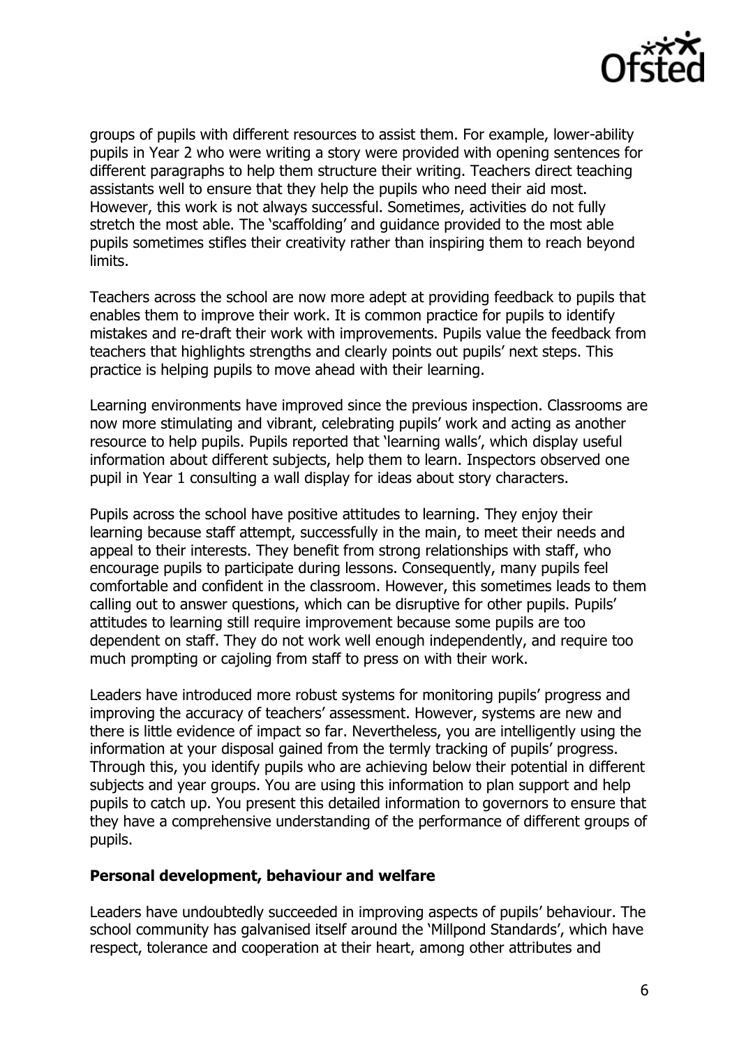groups of pupils with different resources to assist them. For example, lower-ability pupils in Year 2 who were writing a story were provided with opening sentences for different paragraphs to help them structure their writing. Teachers direct teaching assistants well to ensure that they help the pupils who need their aid most. However, this work is not always successful. Sometimes, activities do not fully stretch the most able. The 'scaffolding' and guidance provided to the most able pupils sometimes stifles their creativity rather than inspiring them to reach beyond limits.

Teachers across the school are now more adept at providing feedback to pupils that enables them to improve their work. It is common practice for pupils to identify mistakes and re-draft their work with improvements. Pupils value the feedback from teachers that highlights strengths and clearly points out pupils' next steps. This practice is helping pupils to move ahead with their learning.

Learning environments have improved since the previous inspection. Classrooms are now more stimulating and vibrant, celebrating pupils' work and acting as another resource to help pupils. Pupils reported that 'learning walls', which display useful information about different subjects, help them to learn. Inspectors observed one pupil in Year 1 consulting a wall display for ideas about story characters.

Pupils across the school have positive attitudes to learning. They enjoy their learning because staff attempt, successfully in the main, to meet their needs and appeal to their interests. They benefit from strong relationships with staff, who encourage pupils to participate during lessons. Consequently, many pupils feel comfortable and confident in the classroom. However, this sometimes leads to them calling out to answer questions, which can be disruptive for other pupils. Pupils' attitudes to learning still require improvement because some pupils are too dependent on staff. They do not work well enough independently, and require too much prompting or cajoling from staff to press on with their work.

Leaders have introduced more robust systems for monitoring pupils' progress and improving the accuracy of teachers' assessment. However, systems are new and there is little evidence of impact so far. Nevertheless, you are intelligently using the information at your disposal gained from the termly tracking of pupils' progress. Through this, you identify pupils who are achieving below their potential in different subjects and year groups. You are using this information to plan support and help pupils to catch up. You present this detailed information to governors to ensure that they have a comprehensive understanding of the performance of different groups of pupils.

**Personal development, behaviour and welfare**

Leaders have undoubtedly succeeded in improving aspects of pupils' behaviour. The school community has galvanised itself around the 'Millpond Standards', which have respect, tolerance and cooperation at their heart, among other attributes and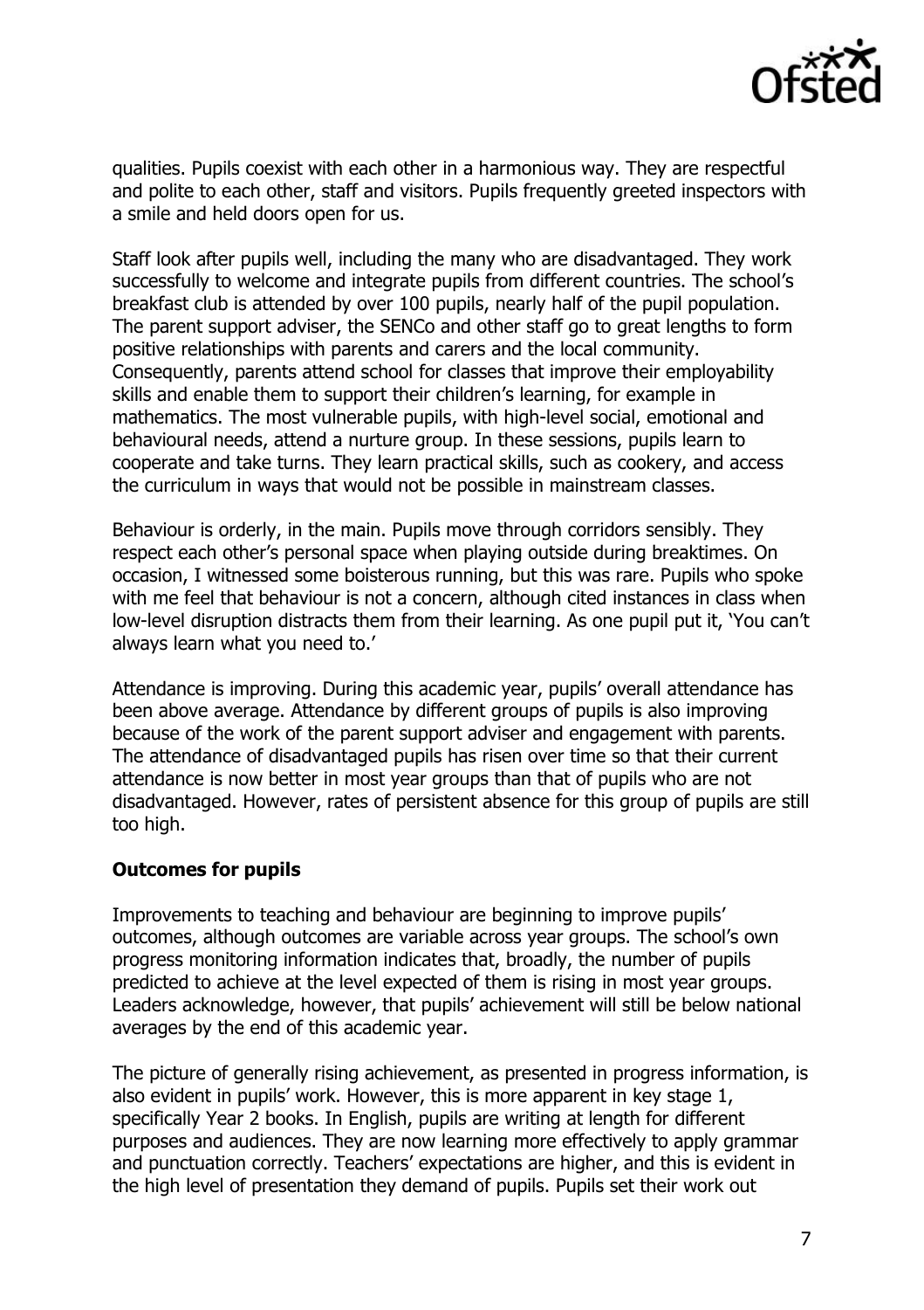qualities. Pupils coexist with each other in a harmonious way. They are respectful and polite to each other, staff and visitors. Pupils frequently greeted inspectors with a smile and held doors open for us.

Staff look after pupils well, including the many who are disadvantaged. They work successfully to welcome and integrate pupils from different countries. The school's breakfast club is attended by over 100 pupils, nearly half of the pupil population. The parent support adviser, the SENCo and other staff go to great lengths to form positive relationships with parents and carers and the local community. Consequently, parents attend school for classes that improve their employability skills and enable them to support their children's learning, for example in mathematics. The most vulnerable pupils, with high-level social, emotional and behavioural needs, attend a nurture group. In these sessions, pupils learn to cooperate and take turns. They learn practical skills, such as cookery, and access the curriculum in ways that would not be possible in mainstream classes.

Behaviour is orderly, in the main. Pupils move through corridors sensibly. They respect each other's personal space when playing outside during breaktimes. On occasion, I witnessed some boisterous running, but this was rare. Pupils who spoke with me feel that behaviour is not a concern, although cited instances in class when low-level disruption distracts them from their learning. As one pupil put it, 'You can't always learn what you need to.'

Attendance is improving. During this academic year, pupils' overall attendance has been above average. Attendance by different groups of pupils is also improving because of the work of the parent support adviser and engagement with parents. The attendance of disadvantaged pupils has risen over time so that their current attendance is now better in most year groups than that of pupils who are not disadvantaged. However, rates of persistent absence for this group of pupils are still too high.

**Outcomes for pupils**

Improvements to teaching and behaviour are beginning to improve pupils' outcomes, although outcomes are variable across year groups. The school's own progress monitoring information indicates that, broadly, the number of pupils predicted to achieve at the level expected of them is rising in most year groups. Leaders acknowledge, however, that pupils' achievement will still be below national averages by the end of this academic year.

The picture of generally rising achievement, as presented in progress information, is also evident in pupils' work. However, this is more apparent in key stage 1, specifically Year 2 books. In English, pupils are writing at length for different purposes and audiences. They are now learning more effectively to apply grammar and punctuation correctly. Teachers' expectations are higher, and this is evident in the high level of presentation they demand of pupils. Pupils set their work out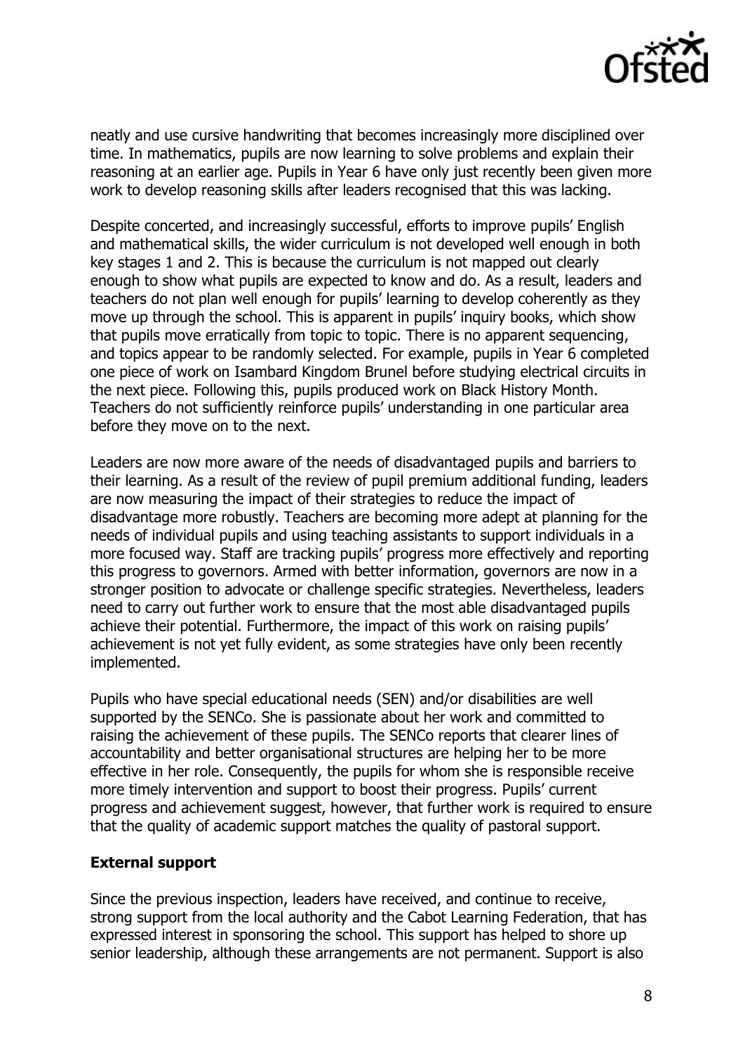neatly and use cursive handwriting that becomes increasingly more disciplined over time. In mathematics, pupils are now learning to solve problems and explain their reasoning at an earlier age. Pupils in Year 6 have only just recently been given more work to develop reasoning skills after leaders recognised that this was lacking.

Despite concerted, and increasingly successful, efforts to improve pupils' English and mathematical skills, the wider curriculum is not developed well enough in both key stages 1 and 2. This is because the curriculum is not mapped out clearly enough to show what pupils are expected to know and do. As a result, leaders and teachers do not plan well enough for pupils' learning to develop coherently as they move up through the school. This is apparent in pupils' inquiry books, which show that pupils move erratically from topic to topic. There is no apparent sequencing, and topics appear to be randomly selected. For example, pupils in Year 6 completed one piece of work on Isambard Kingdom Brunel before studying electrical circuits in the next piece. Following this, pupils produced work on Black History Month. Teachers do not sufficiently reinforce pupils' understanding in one particular area before they move on to the next.

Leaders are now more aware of the needs of disadvantaged pupils and barriers to their learning. As a result of the review of pupil premium additional funding, leaders are now measuring the impact of their strategies to reduce the impact of disadvantage more robustly. Teachers are becoming more adept at planning for the needs of individual pupils and using teaching assistants to support individuals in a more focused way. Staff are tracking pupils' progress more effectively and reporting this progress to governors. Armed with better information, governors are now in a stronger position to advocate or challenge specific strategies. Nevertheless, leaders need to carry out further work to ensure that the most able disadvantaged pupils achieve their potential. Furthermore, the impact of this work on raising pupils' achievement is not yet fully evident, as some strategies have only been recently implemented.

Pupils who have special educational needs (SEN) and/or disabilities are well supported by the SENCo. She is passionate about her work and committed to raising the achievement of these pupils. The SENCo reports that clearer lines of accountability and better organisational structures are helping her to be more effective in her role. Consequently, the pupils for whom she is responsible receive more timely intervention and support to boost their progress. Pupils' current progress and achievement suggest, however, that further work is required to ensure that the quality of academic support matches the quality of pastoral support.

**External support**

Since the previous inspection, leaders have received, and continue to receive, strong support from the local authority and the Cabot Learning Federation, that has expressed interest in sponsoring the school. This support has helped to shore up senior leadership, although these arrangements are not permanent. Support is also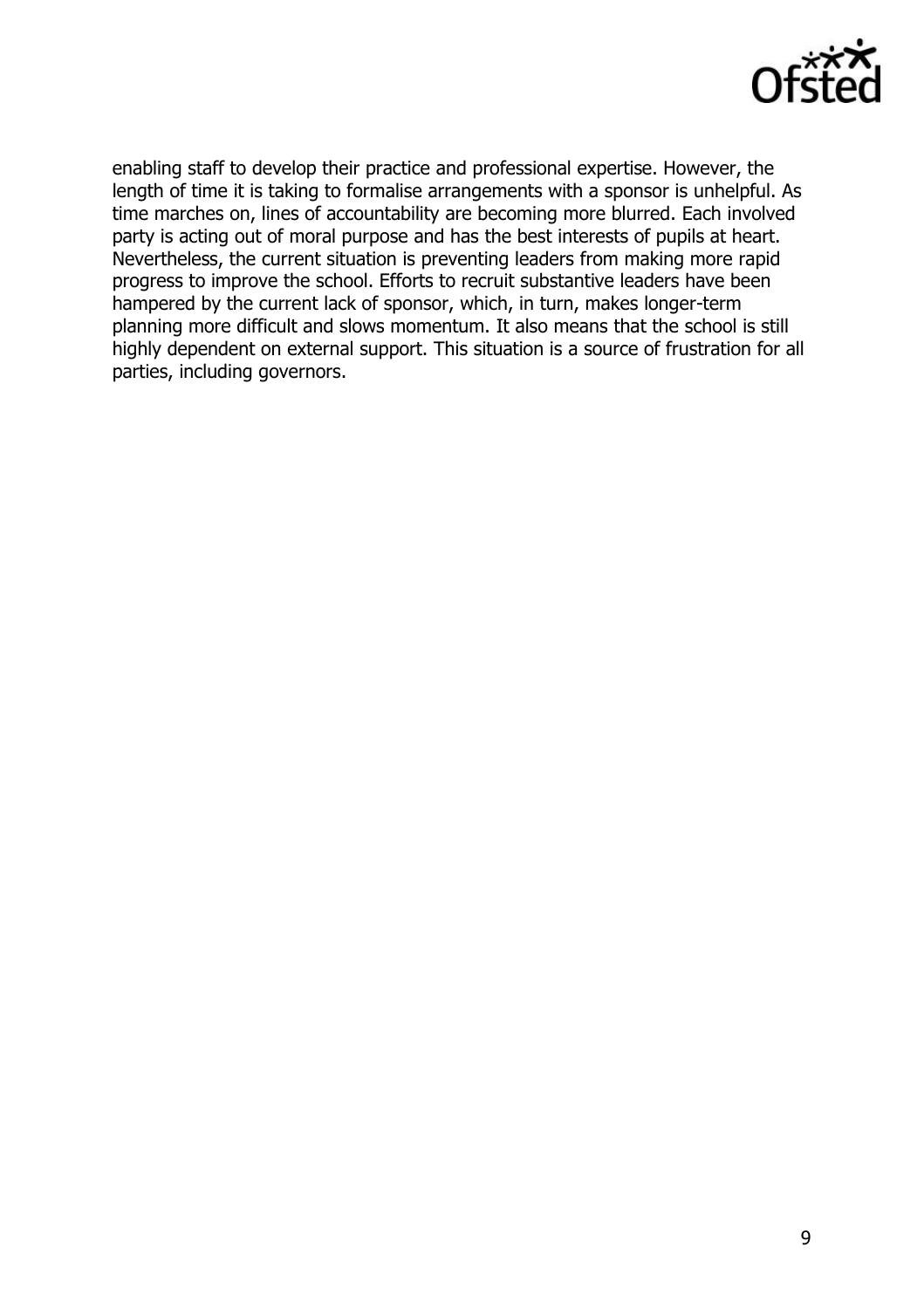enabling staff to develop their practice and professional expertise. However, the length of time it is taking to formalise arrangements with a sponsor is unhelpful. As time marches on, lines of accountability are becoming more blurred. Each involved party is acting out of moral purpose and has the best interests of pupils at heart. Nevertheless, the current situation is preventing leaders from making more rapid progress to improve the school. Efforts to recruit substantive leaders have been hampered by the current lack of sponsor, which, in turn, makes longer-term planning more difficult and slows momentum. It also means that the school is still highly dependent on external support. This situation is a source of frustration for all parties, including governors.